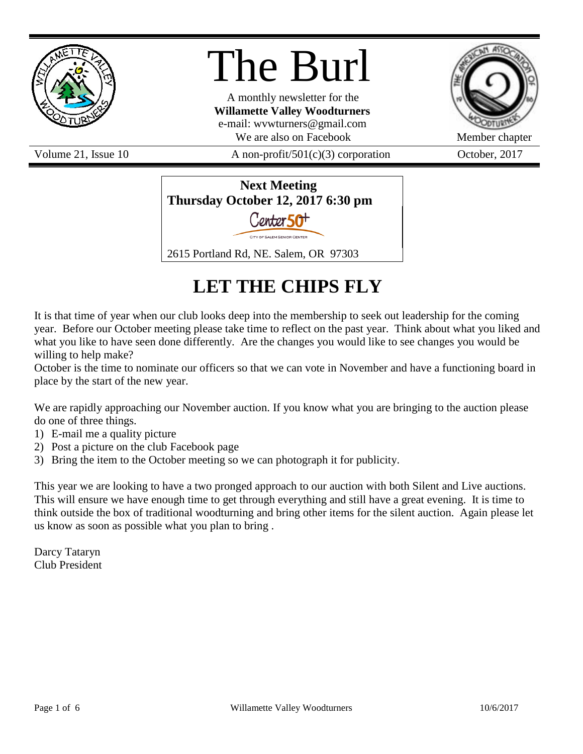# The Burl

A monthly newsletter for the
**Willamette Valley Woodturners**
e-mail: wvwturners@gmail.com
We are also on Facebook

Member chapter

Volume 21, Issue 10 | A non-profit/501(c)(3) corporation | October, 2017

**Next Meeting**
**Thursday October 12, 2017 6:30 pm**

Center 50+
CITY OF SALEM SENIOR CENTER

2615 Portland Rd, NE. Salem, OR 97303

## LET THE CHIPS FLY

It is that time of year when our club looks deep into the membership to seek out leadership for the coming year. Before our October meeting please take time to reflect on the past year. Think about what you liked and what you like to have seen done differently. Are the changes you would like to see changes you would be willing to help make?
October is the time to nominate our officers so that we can vote in November and have a functioning board in place by the start of the new year.

We are rapidly approaching our November auction. If you know what you are bringing to the auction please do one of three things.

1) E-mail me a quality picture
2) Post a picture on the club Facebook page
3) Bring the item to the October meeting so we can photograph it for publicity.

This year we are looking to have a two pronged approach to our auction with both Silent and Live auctions. This will ensure we have enough time to get through everything and still have a great evening. It is time to think outside the box of traditional woodturning and bring other items for the silent auction. Again please let us know as soon as possible what you plan to bring .

Darcy Tataryn
Club President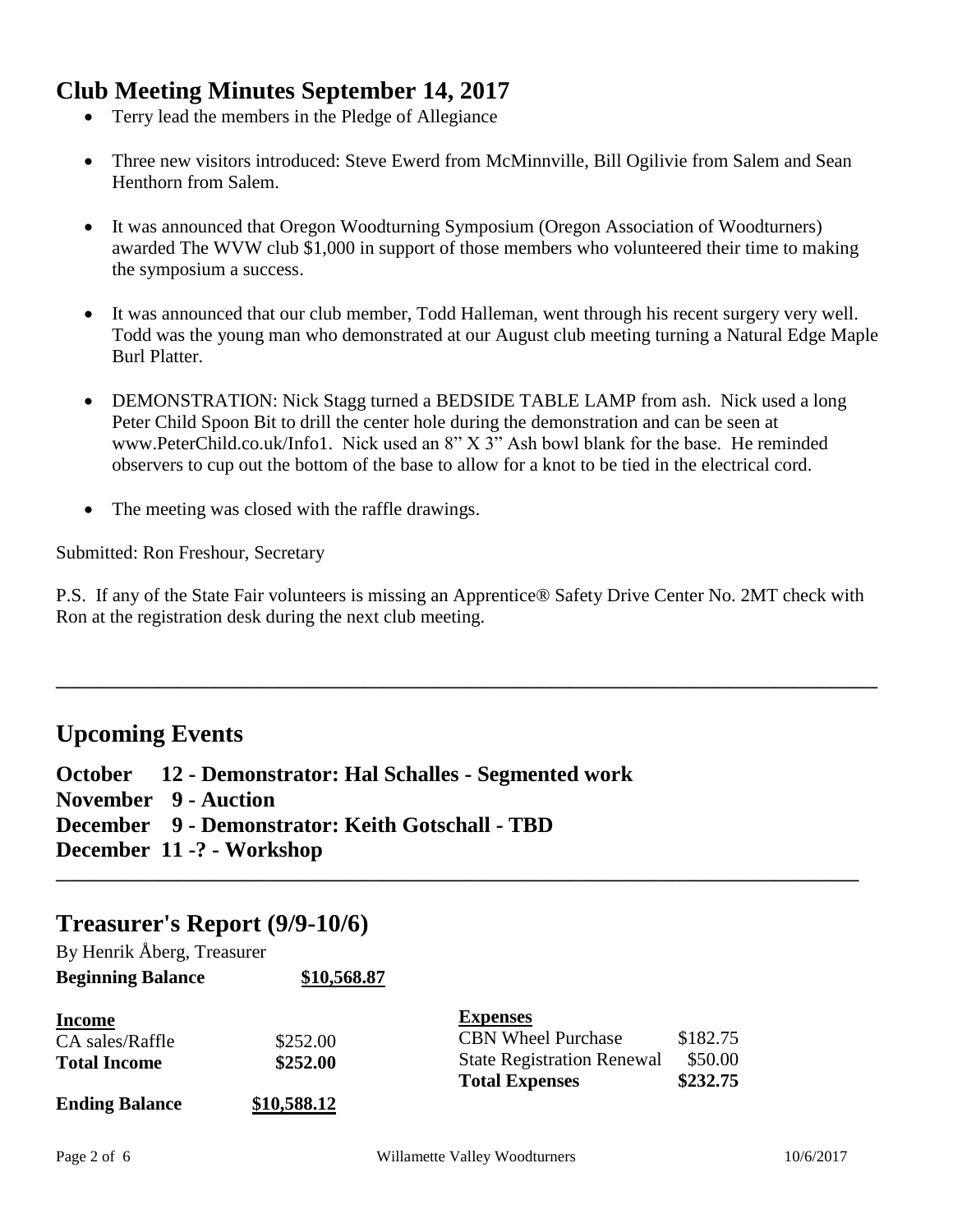## Club Meeting Minutes September 14, 2017

- Terry lead the members in the Pledge of Allegiance
- Three new visitors introduced: Steve Ewerd from McMinnville, Bill Ogilivie from Salem and Sean Henthorn from Salem.
- It was announced that Oregon Woodturning Symposium (Oregon Association of Woodturners) awarded The WVW club $1,000 in support of those members who volunteered their time to making the symposium a success.
- It was announced that our club member, Todd Halleman, went through his recent surgery very well. Todd was the young man who demonstrated at our August club meeting turning a Natural Edge Maple Burl Platter.
- DEMONSTRATION: Nick Stagg turned a BEDSIDE TABLE LAMP from ash. Nick used a long Peter Child Spoon Bit to drill the center hole during the demonstration and can be seen at www.PeterChild.co.uk/Info1. Nick used an 8" X 3" Ash bowl blank for the base. He reminded observers to cup out the bottom of the base to allow for a knot to be tied in the electrical cord.
- The meeting was closed with the raffle drawings.

Submitted: Ron Freshour, Secretary

P.S. If any of the State Fair volunteers is missing an Apprentice® Safety Drive Center No. 2MT check with Ron at the registration desk during the next club meeting.

---

## Upcoming Events

**October 12 - Demonstrator: Hal Schalles - Segmented work**
**November 9 - Auction**
**December 9 - Demonstrator: Keith Gotschall - TBD**
**December 11 -? - Workshop**

---

## Treasurer's Report (9/9-10/6)

By Henrik Åberg, Treasurer

**Beginning Balance** **$10,568.87**

| **Income** | |
|---|---|
| CA sales/Raffle | $252.00 |
| **Total Income** | **$252.00** |

| **Expenses** | |
|---|---|
| CBN Wheel Purchase | $182.75 |
| State Registration Renewal | $50.00 |
| **Total Expenses** | **$232.75** |

**Ending Balance** **$10,588.12**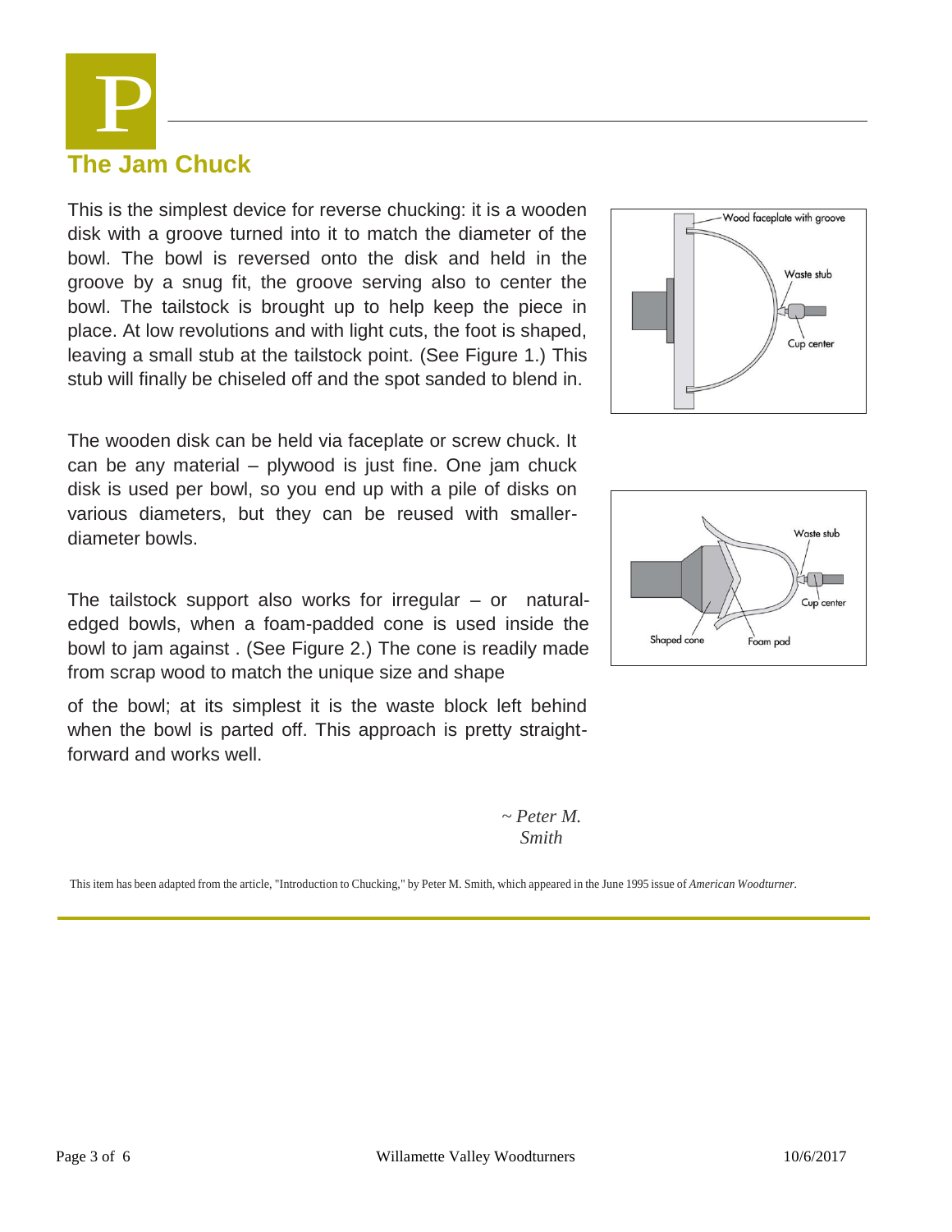P

## The Jam Chuck

This is the simplest device for reverse chucking: it is a wooden disk with a groove turned into it to match the diameter of the bowl. The bowl is reversed onto the disk and held in the groove by a snug fit, the groove serving also to center the bowl. The tailstock is brought up to help keep the piece in place. At low revolutions and with light cuts, the foot is shaped, leaving a small stub at the tailstock point. (See Figure 1.) This stub will finally be chiseled off and the spot sanded to blend in.

The wooden disk can be held via faceplate or screw chuck. It can be any material – plywood is just fine. One jam chuck disk is used per bowl, so you end up with a pile of disks on various diameters, but they can be reused with smaller-diameter bowls.

The tailstock support also works for irregular – or natural-edged bowls, when a foam-padded cone is used inside the bowl to jam against . (See Figure 2.) The cone is readily made from scrap wood to match the unique size and shape of the bowl; at its simplest it is the waste block left behind when the bowl is parted off. This approach is pretty straight-forward and works well.

Wood faceplate with groove

Waste stub

Cup center

Waste stub

Cup center

Shaped cone

Foam pad

*~ Peter M. Smith*

This item has been adapted from the article, "Introduction to Chucking," by Peter M. Smith, which appeared in the June 1995 issue of *American Woodturner.*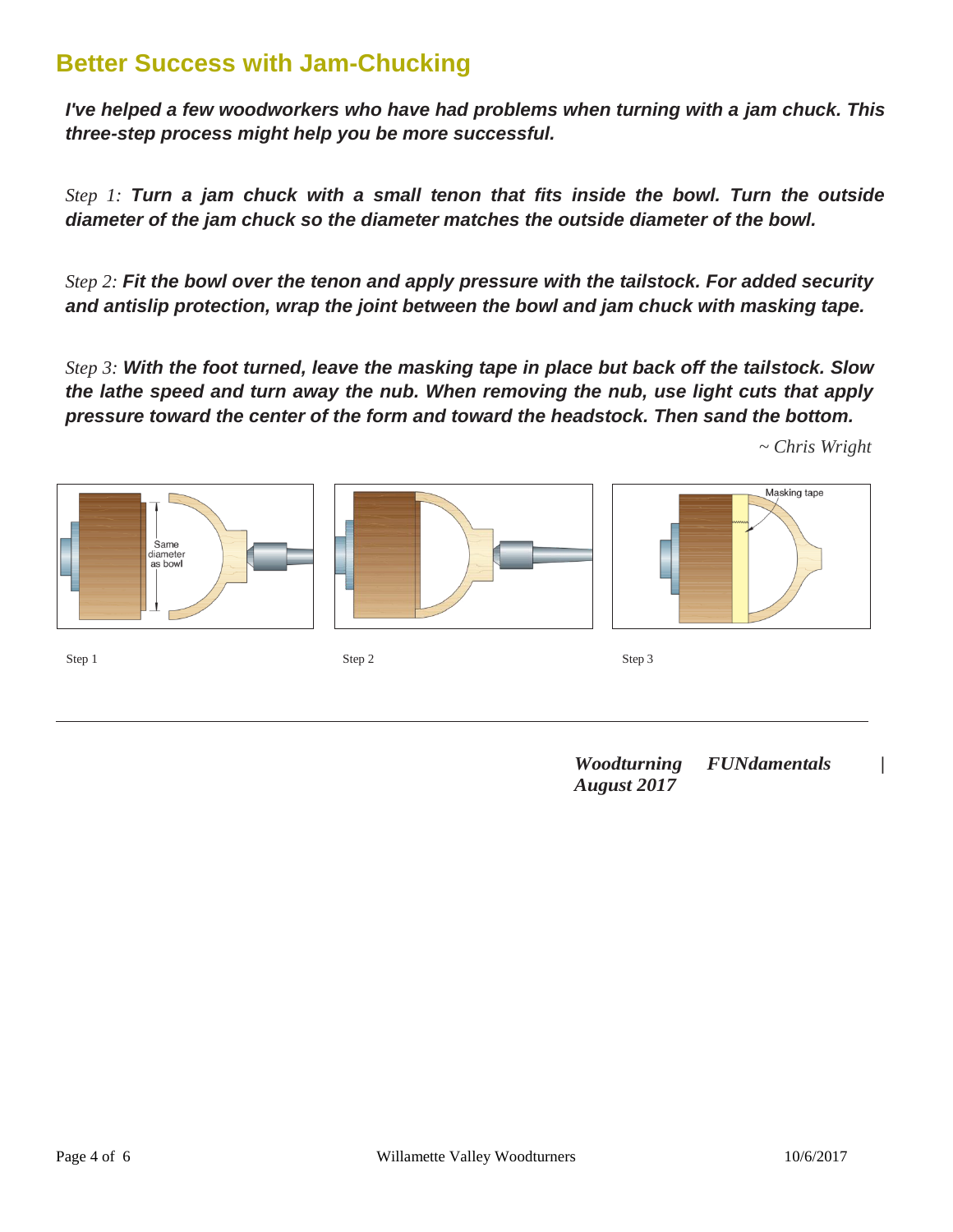# Better Success with Jam-Chucking

***I've helped a few woodworkers who have had problems when turning with a jam chuck. This three-step process might help you be more successful.***

*Step 1:* ***Turn a jam chuck with a small tenon that fits inside the bowl. Turn the outside diameter of the jam chuck so the diameter matches the outside diameter of the bowl.***

*Step 2:* ***Fit the bowl over the tenon and apply pressure with the tailstock. For added security and antislip protection, wrap the joint between the bowl and jam chuck with masking tape.***

*Step 3:* ***With the foot turned, leave the masking tape in place but back off the tailstock. Slow the lathe speed and turn away the nub. When removing the nub, use light cuts that apply pressure toward the center of the form and toward the headstock. Then sand the bottom.***

*~ Chris Wright*

Step 1

Step 2

Step 3

---

***Woodturning FUNdamentals | August 2017***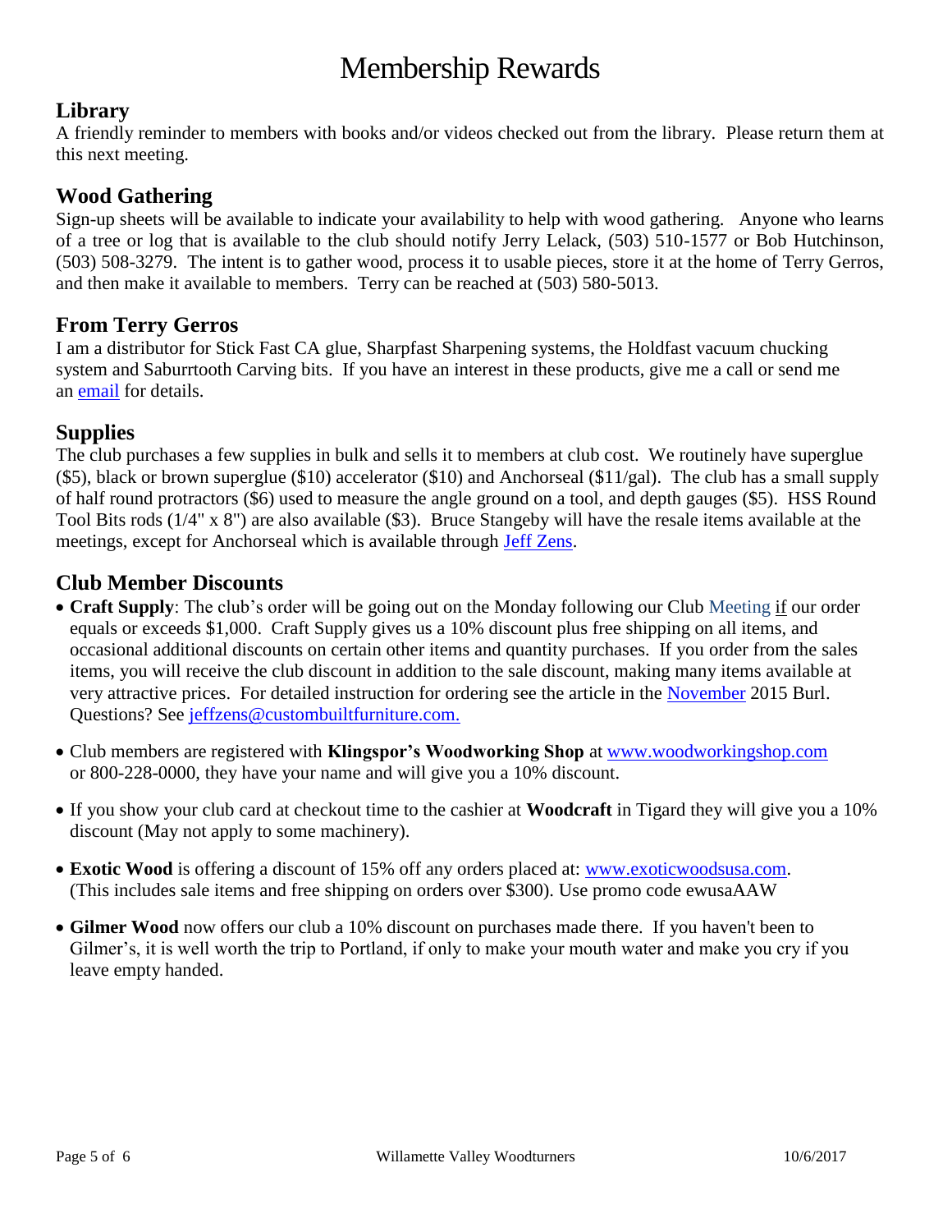# Membership Rewards

## Library

A friendly reminder to members with books and/or videos checked out from the library. Please return them at this next meeting.

## Wood Gathering

Sign-up sheets will be available to indicate your availability to help with wood gathering. Anyone who learns of a tree or log that is available to the club should notify Jerry Lelack, (503) 510-1577 or Bob Hutchinson, (503) 508-3279. The intent is to gather wood, process it to usable pieces, store it at the home of Terry Gerros, and then make it available to members. Terry can be reached at (503) 580-5013.

## From Terry Gerros

I am a distributor for Stick Fast CA glue, Sharpfast Sharpening systems, the Holdfast vacuum chucking system and Saburrtooth Carving bits. If you have an interest in these products, give me a call or send me an email for details.

## Supplies

The club purchases a few supplies in bulk and sells it to members at club cost. We routinely have superglue ($5), black or brown superglue ($10) accelerator ($10) and Anchorseal ($11/gal). The club has a small supply of half round protractors ($6) used to measure the angle ground on a tool, and depth gauges ($5). HSS Round Tool Bits rods (1/4" x 8") are also available ($3). Bruce Stangeby will have the resale items available at the meetings, except for Anchorseal which is available through Jeff Zens.

## Club Member Discounts

- **Craft Supply**: The club's order will be going out on the Monday following our Club Meeting if our order equals or exceeds $1,000. Craft Supply gives us a 10% discount plus free shipping on all items, and occasional additional discounts on certain other items and quantity purchases. If you order from the sales items, you will receive the club discount in addition to the sale discount, making many items available at very attractive prices. For detailed instruction for ordering see the article in the November 2015 Burl. Questions? See jeffzens@custombuiltfurniture.com.

- Club members are registered with **Klingspor's Woodworking Shop** at www.woodworkingshop.com or 800-228-0000, they have your name and will give you a 10% discount.

- If you show your club card at checkout time to the cashier at **Woodcraft** in Tigard they will give you a 10% discount (May not apply to some machinery).

- **Exotic Wood** is offering a discount of 15% off any orders placed at: www.exoticwoodsusa.com. (This includes sale items and free shipping on orders over $300). Use promo code ewusaAAW

- **Gilmer Wood** now offers our club a 10% discount on purchases made there. If you haven't been to Gilmer's, it is well worth the trip to Portland, if only to make your mouth water and make you cry if you leave empty handed.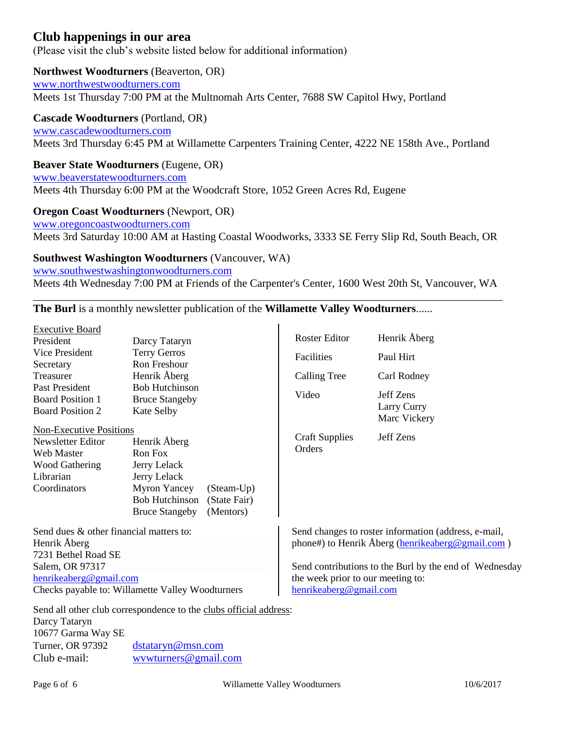## Club happenings in our area

(Please visit the club's website listed below for additional information)

**Northwest Woodturners** (Beaverton, OR)
www.northwestwoodturners.com
Meets 1st Thursday 7:00 PM at the Multnomah Arts Center, 7688 SW Capitol Hwy, Portland

**Cascade Woodturners** (Portland, OR)
www.cascadewoodturners.com
Meets 3rd Thursday 6:45 PM at Willamette Carpenters Training Center, 4222 NE 158th Ave., Portland

**Beaver State Woodturners** (Eugene, OR)
www.beaverstatewoodturners.com
Meets 4th Thursday 6:00 PM at the Woodcraft Store, 1052 Green Acres Rd, Eugene

**Oregon Coast Woodturners** (Newport, OR)
www.oregoncoastwoodturners.com
Meets 3rd Saturday 10:00 AM at Hasting Coastal Woodworks, 3333 SE Ferry Slip Rd, South Beach, OR

**Southwest Washington Woodturners** (Vancouver, WA)
www.southwestwashingtonwoodturners.com
Meets 4th Wednesday 7:00 PM at Friends of the Carpenter's Center, 1600 West 20th St, Vancouver, WA

---

**The Burl** is a monthly newsletter publication of the **Willamette Valley Woodturners**......

| Executive Board | | |
|---|---|---|
| President | Darcy Tataryn | |
| Vice President | Terry Gerros | |
| Secretary | Ron Freshour | |
| Treasurer | Henrik Åberg | |
| Past President | Bob Hutchinson | |
| Board Position 1 | Bruce Stangeby | |
| Board Position 2 | Kate Selby | |

| Non-Executive Positions | | |
|---|---|---|
| Newsletter Editor | Henrik Åberg | |
| Web Master | Ron Fox | |
| Wood Gathering | Jerry Lelack | |
| Librarian | Jerry Lelack | |
| Coordinators | Myron Yancey | (Steam-Up) |
| | Bob Hutchinson | (State Fair) |
| | Bruce Stangeby | (Mentors) |

| | |
|---|---|
| Roster Editor | Henrik Åberg |
| Facilities | Paul Hirt |
| Calling Tree | Carl Rodney |
| Video | Jeff Zens<br>Larry Curry<br>Marc Vickery |
| Craft Supplies Orders | Jeff Zens |

Send dues & other financial matters to:
Henrik Åberg
7231 Bethel Road SE
Salem, OR 97317
henrikeaberg@gmail.com
Checks payable to: Willamette Valley Woodturners

Send changes to roster information (address, e-mail, phone#) to Henrik Åberg (henrikeaberg@gmail.com )

Send contributions to the Burl by the end of Wednesday the week prior to our meeting to:
henrikeaberg@gmail.com

Send all other club correspondence to the clubs official address:
Darcy Tataryn
10677 Garma Way SE
Turner, OR 97392 dstataryn@msn.com
Club e-mail: wvwturners@gmail.com